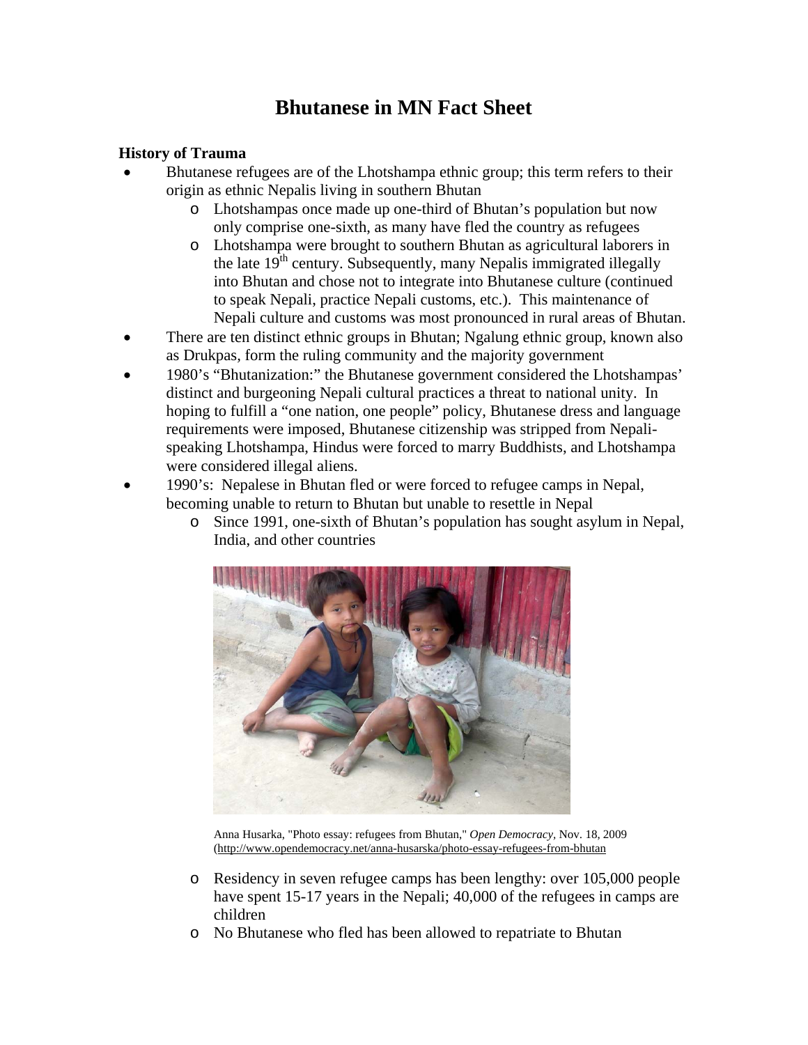# Bhutanese in MN Fact Sheet

### History of Trauma

- Bhutanese refugees are of the Lhotshampa ethnic group; this term refers to their origin as ethnic Nepalis living in southern Bhutan
  - Lhotshampas once made up one-third of Bhutan's population but now only comprise one-sixth, as many have fled the country as refugees
  - Lhotshampa were brought to southern Bhutan as agricultural laborers in the late 19th century. Subsequently, many Nepalis immigrated illegally into Bhutan and chose not to integrate into Bhutanese culture (continued to speak Nepali, practice Nepali customs, etc.). This maintenance of Nepali culture and customs was most pronounced in rural areas of Bhutan.
- There are ten distinct ethnic groups in Bhutan; Ngalung ethnic group, known also as Drukpas, form the ruling community and the majority government
- 1980's "Bhutanization:" the Bhutanese government considered the Lhotshampas' distinct and burgeoning Nepali cultural practices a threat to national unity. In hoping to fulfill a "one nation, one people" policy, Bhutanese dress and language requirements were imposed, Bhutanese citizenship was stripped from Nepali-speaking Lhotshampa, Hindus were forced to marry Buddhists, and Lhotshampa were considered illegal aliens.
- 1990's: Nepalese in Bhutan fled or were forced to refugee camps in Nepal, becoming unable to return to Bhutan but unable to resettle in Nepal
  - Since 1991, one-sixth of Bhutan's population has sought asylum in Nepal, India, and other countries

Anna Husarka, "Photo essay: refugees from Bhutan," *Open Democracy*, Nov. 18, 2009 (http://www.opendemocracy.net/anna-husarska/photo-essay-refugees-from-bhutan

  - Residency in seven refugee camps has been lengthy: over 105,000 people have spent 15-17 years in the Nepali; 40,000 of the refugees in camps are children
  - No Bhutanese who fled has been allowed to repatriate to Bhutan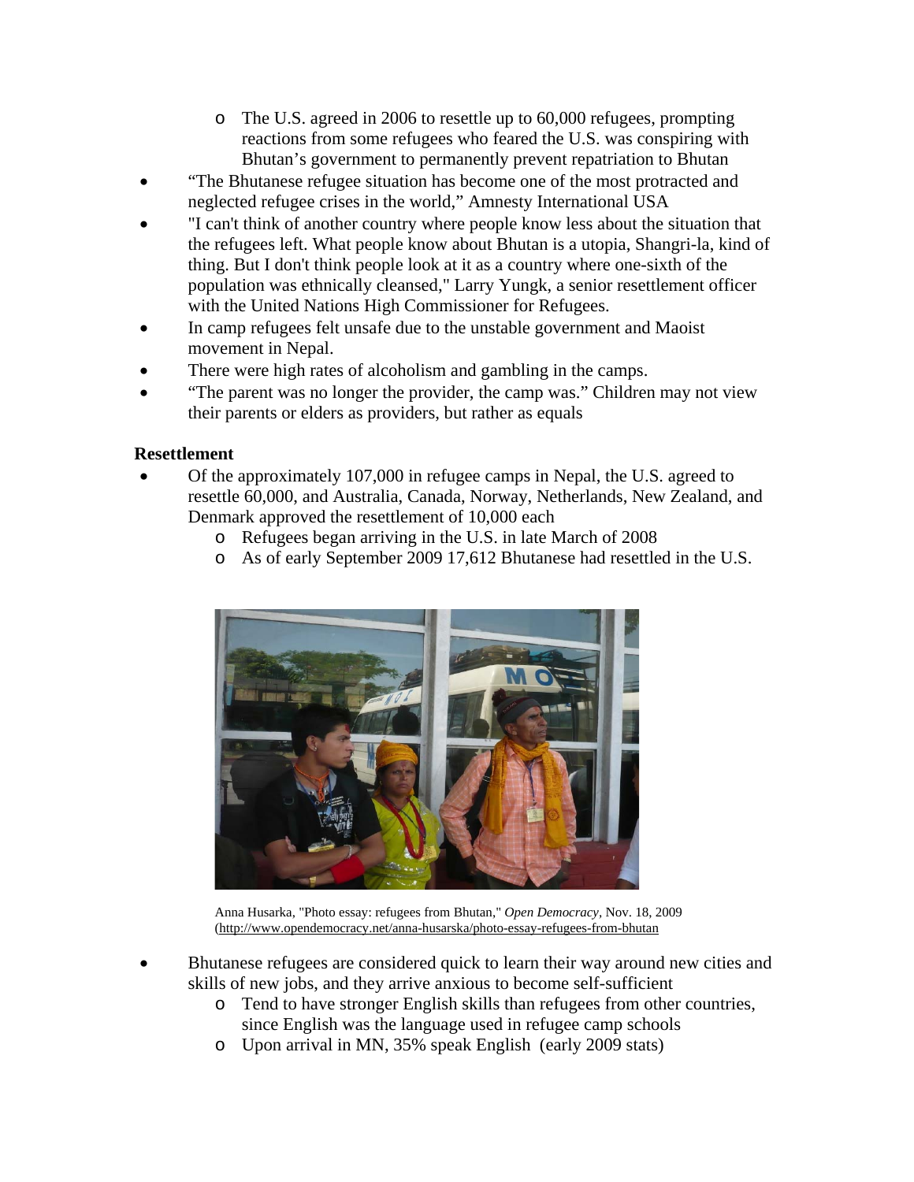- The U.S. agreed in 2006 to resettle up to 60,000 refugees, prompting reactions from some refugees who feared the U.S. was conspiring with Bhutan's government to permanently prevent repatriation to Bhutan
- "The Bhutanese refugee situation has become one of the most protracted and neglected refugee crises in the world," Amnesty International USA
- "I can't think of another country where people know less about the situation that the refugees left. What people know about Bhutan is a utopia, Shangri-la, kind of thing. But I don't think people look at it as a country where one-sixth of the population was ethnically cleansed," Larry Yungk, a senior resettlement officer with the United Nations High Commissioner for Refugees.
- In camp refugees felt unsafe due to the unstable government and Maoist movement in Nepal.
- There were high rates of alcoholism and gambling in the camps.
- "The parent was no longer the provider, the camp was." Children may not view their parents or elders as providers, but rather as equals

**Resettlement**

- Of the approximately 107,000 in refugee camps in Nepal, the U.S. agreed to resettle 60,000, and Australia, Canada, Norway, Netherlands, New Zealand, and Denmark approved the resettlement of 10,000 each
  - Refugees began arriving in the U.S. in late March of 2008
  - As of early September 2009 17,612 Bhutanese had resettled in the U.S.

Anna Husarka, "Photo essay: refugees from Bhutan," *Open Democracy*, Nov. 18, 2009 (http://www.opendemocracy.net/anna-husarska/photo-essay-refugees-from-bhutan

- Bhutanese refugees are considered quick to learn their way around new cities and skills of new jobs, and they arrive anxious to become self-sufficient
  - Tend to have stronger English skills than refugees from other countries, since English was the language used in refugee camp schools
  - Upon arrival in MN, 35% speak English (early 2009 stats)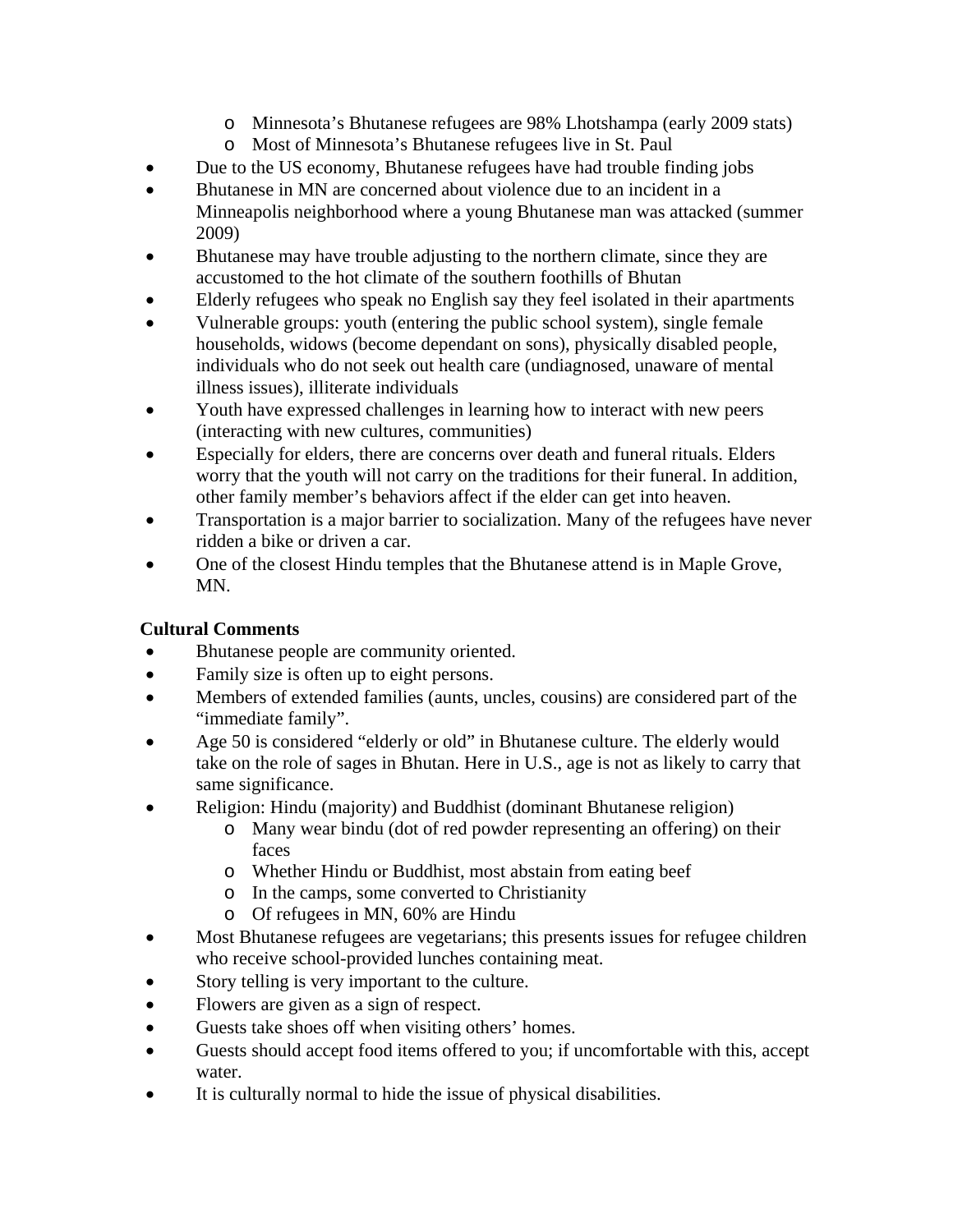- Minnesota's Bhutanese refugees are 98% Lhotshampa (early 2009 stats)
  - Most of Minnesota's Bhutanese refugees live in St. Paul
- Due to the US economy, Bhutanese refugees have had trouble finding jobs
- Bhutanese in MN are concerned about violence due to an incident in a Minneapolis neighborhood where a young Bhutanese man was attacked (summer 2009)
- Bhutanese may have trouble adjusting to the northern climate, since they are accustomed to the hot climate of the southern foothills of Bhutan
- Elderly refugees who speak no English say they feel isolated in their apartments
- Vulnerable groups: youth (entering the public school system), single female households, widows (become dependant on sons), physically disabled people, individuals who do not seek out health care (undiagnosed, unaware of mental illness issues), illiterate individuals
- Youth have expressed challenges in learning how to interact with new peers (interacting with new cultures, communities)
- Especially for elders, there are concerns over death and funeral rituals. Elders worry that the youth will not carry on the traditions for their funeral. In addition, other family member's behaviors affect if the elder can get into heaven.
- Transportation is a major barrier to socialization. Many of the refugees have never ridden a bike or driven a car.
- One of the closest Hindu temples that the Bhutanese attend is in Maple Grove, MN.

**Cultural Comments**

- Bhutanese people are community oriented.
- Family size is often up to eight persons.
- Members of extended families (aunts, uncles, cousins) are considered part of the "immediate family".
- Age 50 is considered "elderly or old" in Bhutanese culture. The elderly would take on the role of sages in Bhutan. Here in U.S., age is not as likely to carry that same significance.
- Religion: Hindu (majority) and Buddhist (dominant Bhutanese religion)
  - Many wear bindu (dot of red powder representing an offering) on their faces
  - Whether Hindu or Buddhist, most abstain from eating beef
  - In the camps, some converted to Christianity
  - Of refugees in MN, 60% are Hindu
- Most Bhutanese refugees are vegetarians; this presents issues for refugee children who receive school-provided lunches containing meat.
- Story telling is very important to the culture.
- Flowers are given as a sign of respect.
- Guests take shoes off when visiting others' homes.
- Guests should accept food items offered to you; if uncomfortable with this, accept water.
- It is culturally normal to hide the issue of physical disabilities.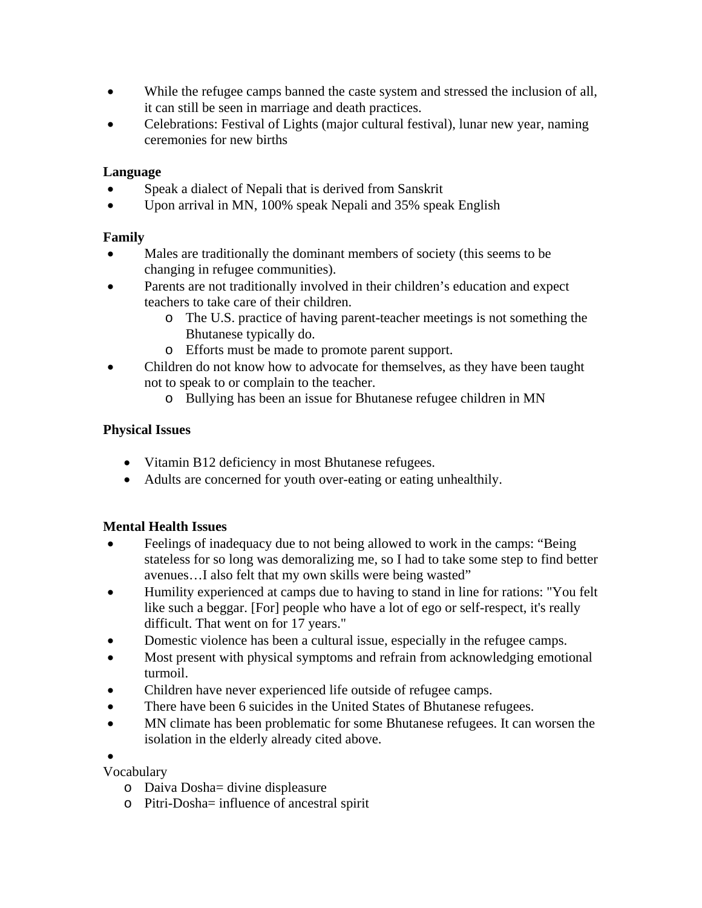- While the refugee camps banned the caste system and stressed the inclusion of all, it can still be seen in marriage and death practices.
- Celebrations: Festival of Lights (major cultural festival), lunar new year, naming ceremonies for new births

**Language**

- Speak a dialect of Nepali that is derived from Sanskrit
- Upon arrival in MN, 100% speak Nepali and 35% speak English

**Family**

- Males are traditionally the dominant members of society (this seems to be changing in refugee communities).
- Parents are not traditionally involved in their children's education and expect teachers to take care of their children.
  - The U.S. practice of having parent-teacher meetings is not something the Bhutanese typically do.
  - Efforts must be made to promote parent support.
- Children do not know how to advocate for themselves, as they have been taught not to speak to or complain to the teacher.
  - Bullying has been an issue for Bhutanese refugee children in MN

**Physical Issues**

- Vitamin B12 deficiency in most Bhutanese refugees.
- Adults are concerned for youth over-eating or eating unhealthily.

**Mental Health Issues**

- Feelings of inadequacy due to not being allowed to work in the camps: "Being stateless for so long was demoralizing me, so I had to take some step to find better avenues…I also felt that my own skills were being wasted"
- Humility experienced at camps due to having to stand in line for rations: "You felt like such a beggar. [For] people who have a lot of ego or self-respect, it's really difficult. That went on for 17 years."
- Domestic violence has been a cultural issue, especially in the refugee camps.
- Most present with physical symptoms and refrain from acknowledging emotional turmoil.
- Children have never experienced life outside of refugee camps.
- There have been 6 suicides in the United States of Bhutanese refugees.
- MN climate has been problematic for some Bhutanese refugees. It can worsen the isolation in the elderly already cited above.
-

Vocabulary

  - Daiva Dosha= divine displeasure
  - Pitri-Dosha= influence of ancestral spirit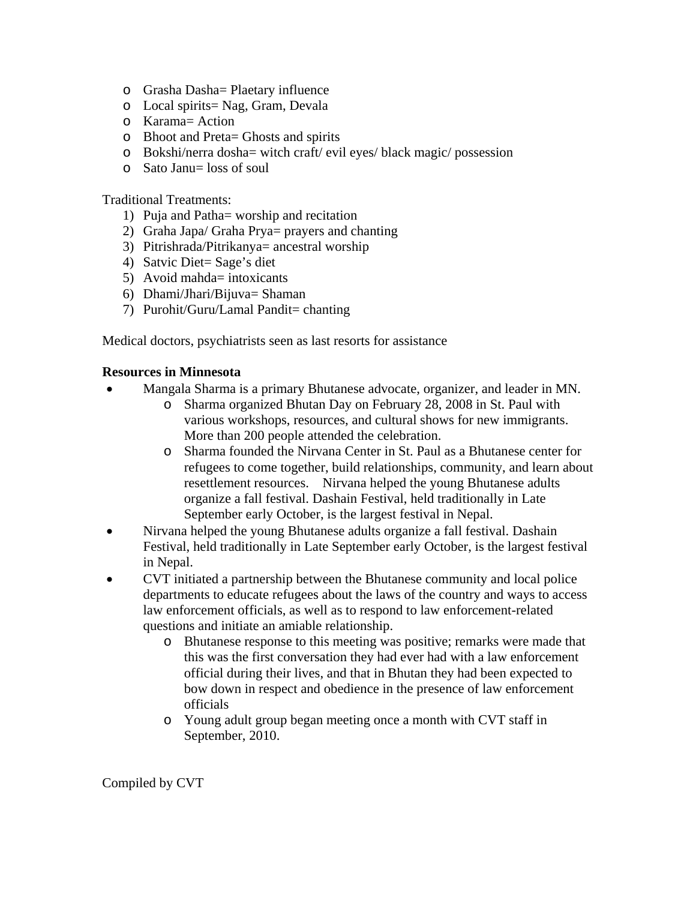- Grasha Dasha= Plaetary influence
- Local spirits= Nag, Gram, Devala
- Karama= Action
- Bhoot and Preta= Ghosts and spirits
- Bokshi/nerra dosha= witch craft/ evil eyes/ black magic/ possession
- Sato Janu= loss of soul

Traditional Treatments:

1) Puja and Patha= worship and recitation
2) Graha Japa/ Graha Prya= prayers and chanting
3) Pitrishrada/Pitrikanya= ancestral worship
4) Satvic Diet= Sage's diet
5) Avoid mahda= intoxicants
6) Dhami/Jhari/Bijuva= Shaman
7) Purohit/Guru/Lamal Pandit= chanting

Medical doctors, psychiatrists seen as last resorts for assistance

**Resources in Minnesota**

- Mangala Sharma is a primary Bhutanese advocate, organizer, and leader in MN.
  - Sharma organized Bhutan Day on February 28, 2008 in St. Paul with various workshops, resources, and cultural shows for new immigrants. More than 200 people attended the celebration.
  - Sharma founded the Nirvana Center in St. Paul as a Bhutanese center for refugees to come together, build relationships, community, and learn about resettlement resources. Nirvana helped the young Bhutanese adults organize a fall festival. Dashain Festival, held traditionally in Late September early October, is the largest festival in Nepal.
- Nirvana helped the young Bhutanese adults organize a fall festival. Dashain Festival, held traditionally in Late September early October, is the largest festival in Nepal.
- CVT initiated a partnership between the Bhutanese community and local police departments to educate refugees about the laws of the country and ways to access law enforcement officials, as well as to respond to law enforcement-related questions and initiate an amiable relationship.
  - Bhutanese response to this meeting was positive; remarks were made that this was the first conversation they had ever had with a law enforcement official during their lives, and that in Bhutan they had been expected to bow down in respect and obedience in the presence of law enforcement officials
  - Young adult group began meeting once a month with CVT staff in September, 2010.

Compiled by CVT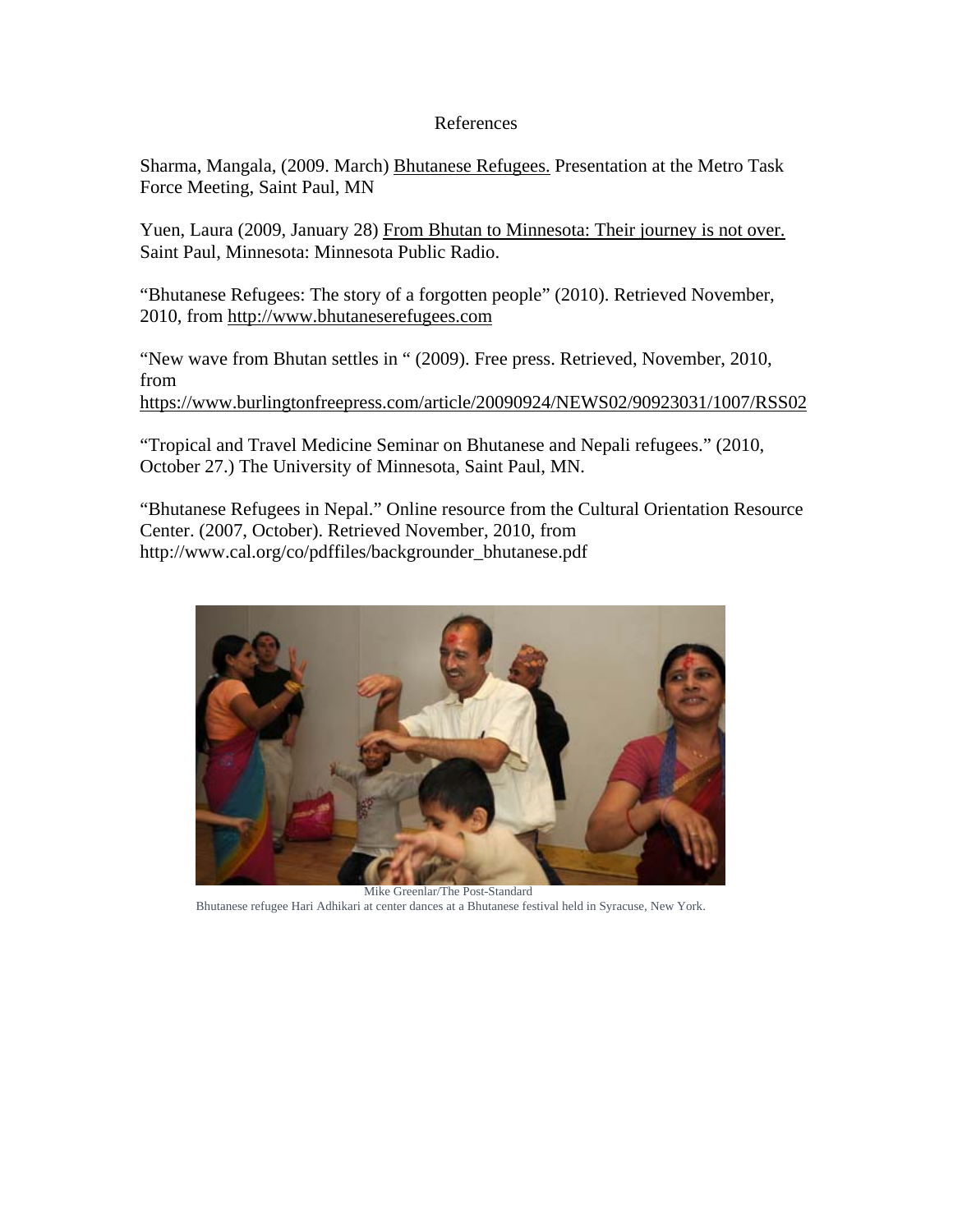# References

Sharma, Mangala, (2009. March) Bhutanese Refugees. Presentation at the Metro Task Force Meeting, Saint Paul, MN

Yuen, Laura (2009, January 28) From Bhutan to Minnesota: Their journey is not over. Saint Paul, Minnesota: Minnesota Public Radio.

"Bhutanese Refugees: The story of a forgotten people" (2010). Retrieved November, 2010, from http://www.bhutaneserefugees.com

"New wave from Bhutan settles in " (2009). Free press. Retrieved, November, 2010, from https://www.burlingtonfreepress.com/article/20090924/NEWS02/90923031/1007/RSS02

"Tropical and Travel Medicine Seminar on Bhutanese and Nepali refugees." (2010, October 27.) The University of Minnesota, Saint Paul, MN.

"Bhutanese Refugees in Nepal." Online resource from the Cultural Orientation Resource Center. (2007, October). Retrieved November, 2010, from http://www.cal.org/co/pdffiles/backgrounder_bhutanese.pdf

Mike Greenlar/The Post-Standard

Bhutanese refugee Hari Adhikari at center dances at a Bhutanese festival held in Syracuse, New York.